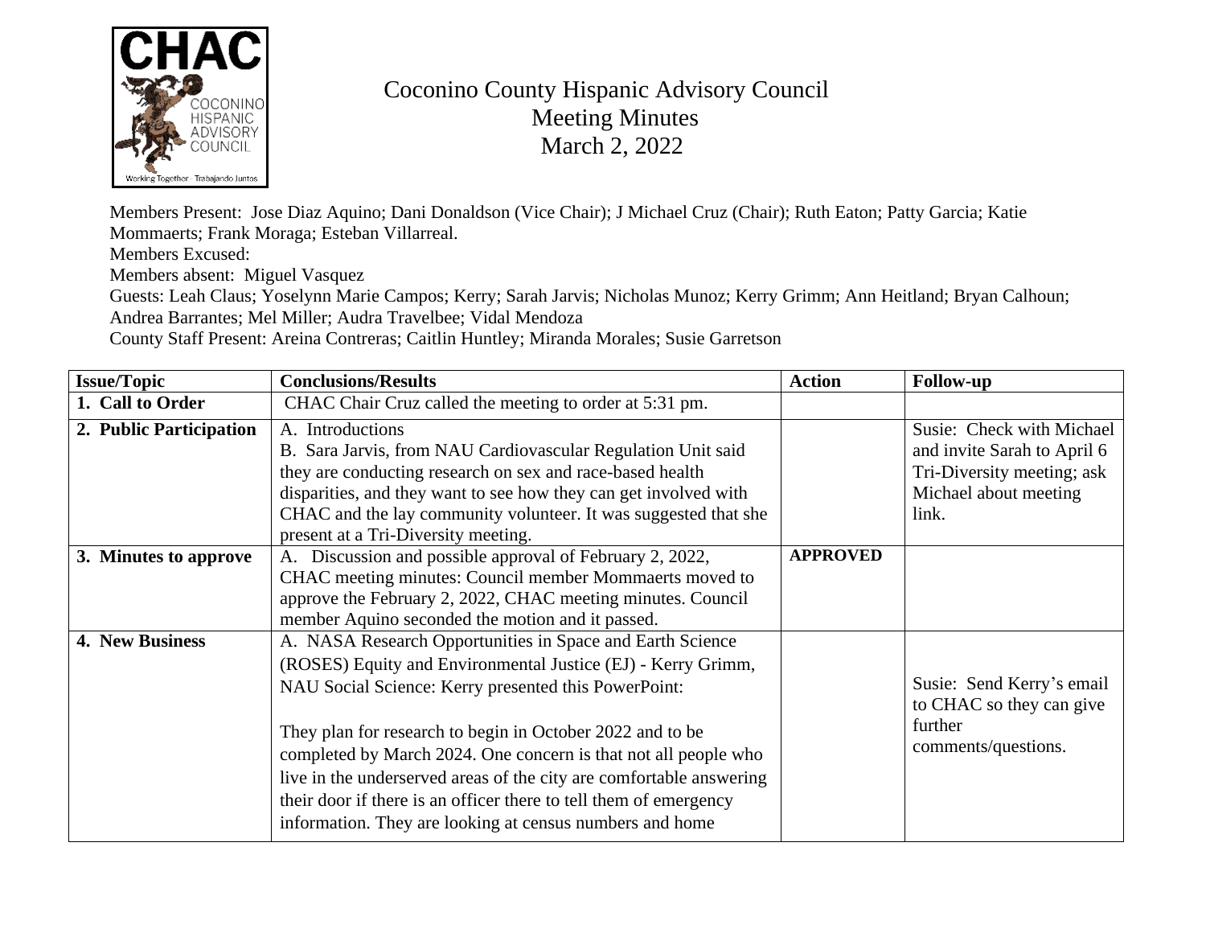# Coconino County Hispanic Advisory Council
## Meeting Minutes
## March 2, 2022

Members Present: Jose Diaz Aquino; Dani Donaldson (Vice Chair); J Michael Cruz (Chair); Ruth Eaton; Patty Garcia; Katie Mommaerts; Frank Moraga; Esteban Villarreal.

Members Excused:

Members absent: Miguel Vasquez

Guests: Leah Claus; Yoselynn Marie Campos; Kerry; Sarah Jarvis; Nicholas Munoz; Kerry Grimm; Ann Heitland; Bryan Calhoun; Andrea Barrantes; Mel Miller; Audra Travelbee; Vidal Mendoza

County Staff Present: Areina Contreras; Caitlin Huntley; Miranda Morales; Susie Garretson

| Issue/Topic | Conclusions/Results | Action | Follow-up |
|---|---|---|---|
| **1. Call to Order** | CHAC Chair Cruz called the meeting to order at 5:31 pm. | | |
| **2. Public Participation** | A. Introductions<br>B. Sara Jarvis, from NAU Cardiovascular Regulation Unit said they are conducting research on sex and race-based health disparities, and they want to see how they can get involved with CHAC and the lay community volunteer. It was suggested that she present at a Tri-Diversity meeting. | | Susie: Check with Michael and invite Sarah to April 6 Tri-Diversity meeting; ask Michael about meeting link. |
| **3. Minutes to approve** | A. Discussion and possible approval of February 2, 2022, CHAC meeting minutes: Council member Mommaerts moved to approve the February 2, 2022, CHAC meeting minutes. Council member Aquino seconded the motion and it passed. | **APPROVED** | |
| **4. New Business** | A. NASA Research Opportunities in Space and Earth Science (ROSES) Equity and Environmental Justice (EJ) - Kerry Grimm, NAU Social Science: Kerry presented this PowerPoint:<br><br>They plan for research to begin in October 2022 and to be completed by March 2024. One concern is that not all people who live in the underserved areas of the city are comfortable answering their door if there is an officer there to tell them of emergency information. They are looking at census numbers and home | | Susie: Send Kerry's email to CHAC so they can give further comments/questions. |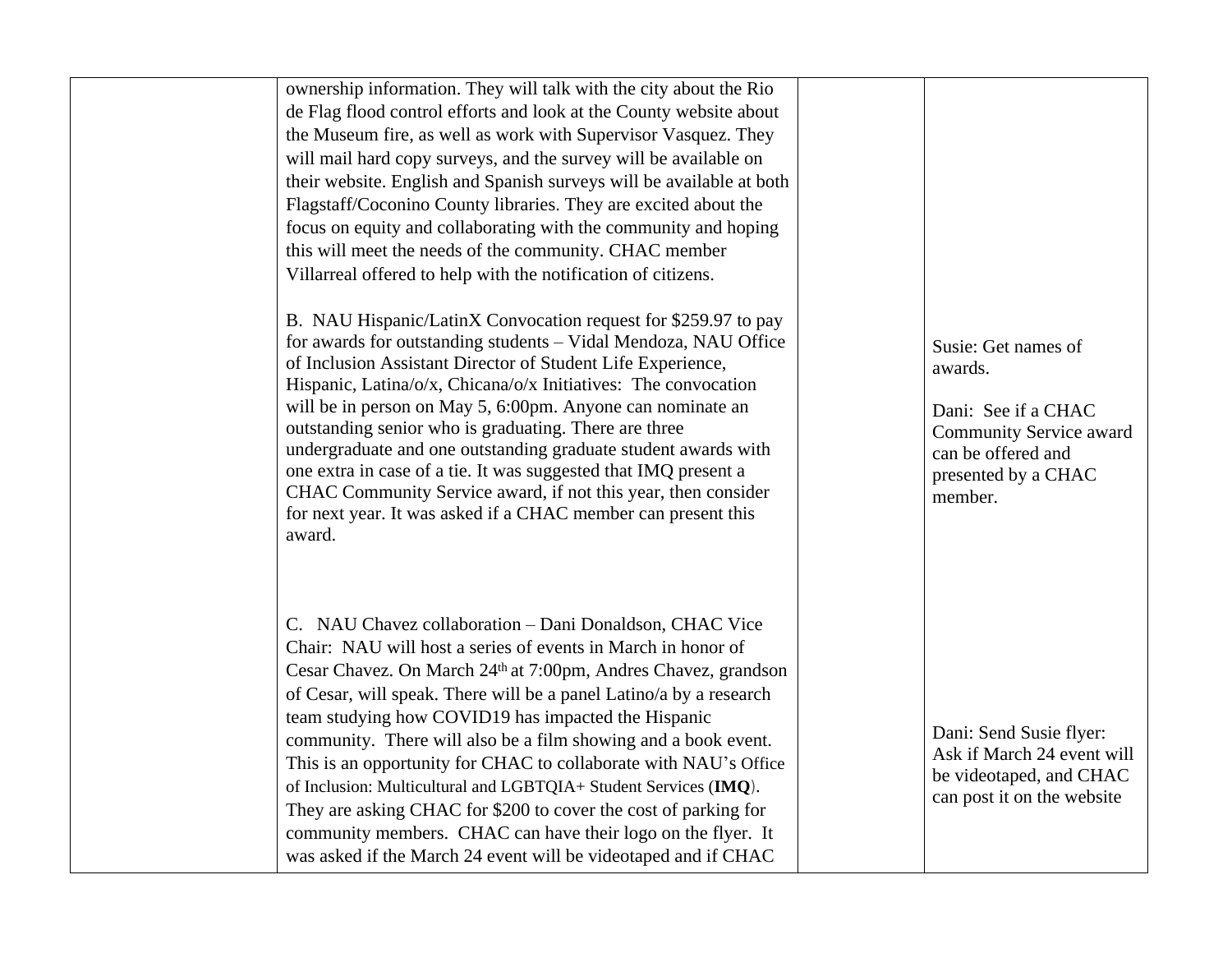| | | | |
|---|---|---|---|
| | ownership information. They will talk with the city about the Rio de Flag flood control efforts and look at the County website about the Museum fire, as well as work with Supervisor Vasquez. They will mail hard copy surveys, and the survey will be available on their website. English and Spanish surveys will be available at both Flagstaff/Coconino County libraries. They are excited about the focus on equity and collaborating with the community and hoping this will meet the needs of the community. CHAC member Villarreal offered to help with the notification of citizens.<br><br>B. NAU Hispanic/LatinX Convocation request for $259.97 to pay for awards for outstanding students – Vidal Mendoza, NAU Office of Inclusion Assistant Director of Student Life Experience, Hispanic, Latina/o/x, Chicana/o/x Initiatives: The convocation will be in person on May 5, 6:00pm. Anyone can nominate an outstanding senior who is graduating. There are three undergraduate and one outstanding graduate student awards with one extra in case of a tie. It was suggested that IMQ present a CHAC Community Service award, if not this year, then consider for next year. It was asked if a CHAC member can present this award.<br><br>C. NAU Chavez collaboration – Dani Donaldson, CHAC Vice Chair: NAU will host a series of events in March in honor of Cesar Chavez. On March 24th at 7:00pm, Andres Chavez, grandson of Cesar, will speak. There will be a panel Latino/a by a research team studying how COVID19 has impacted the Hispanic community. There will also be a film showing and a book event. This is an opportunity for CHAC to collaborate with NAU's Office of Inclusion: Multicultural and LGBTQIA+ Student Services (**IMQ**). They are asking CHAC for $200 to cover the cost of parking for community members. CHAC can have their logo on the flyer. It was asked if the March 24 event will be videotaped and if CHAC | | Susie: Get names of awards.<br><br>Dani: See if a CHAC Community Service award can be offered and presented by a CHAC member.<br><br>Dani: Send Susie flyer: Ask if March 24 event will be videotaped, and CHAC can post it on the website |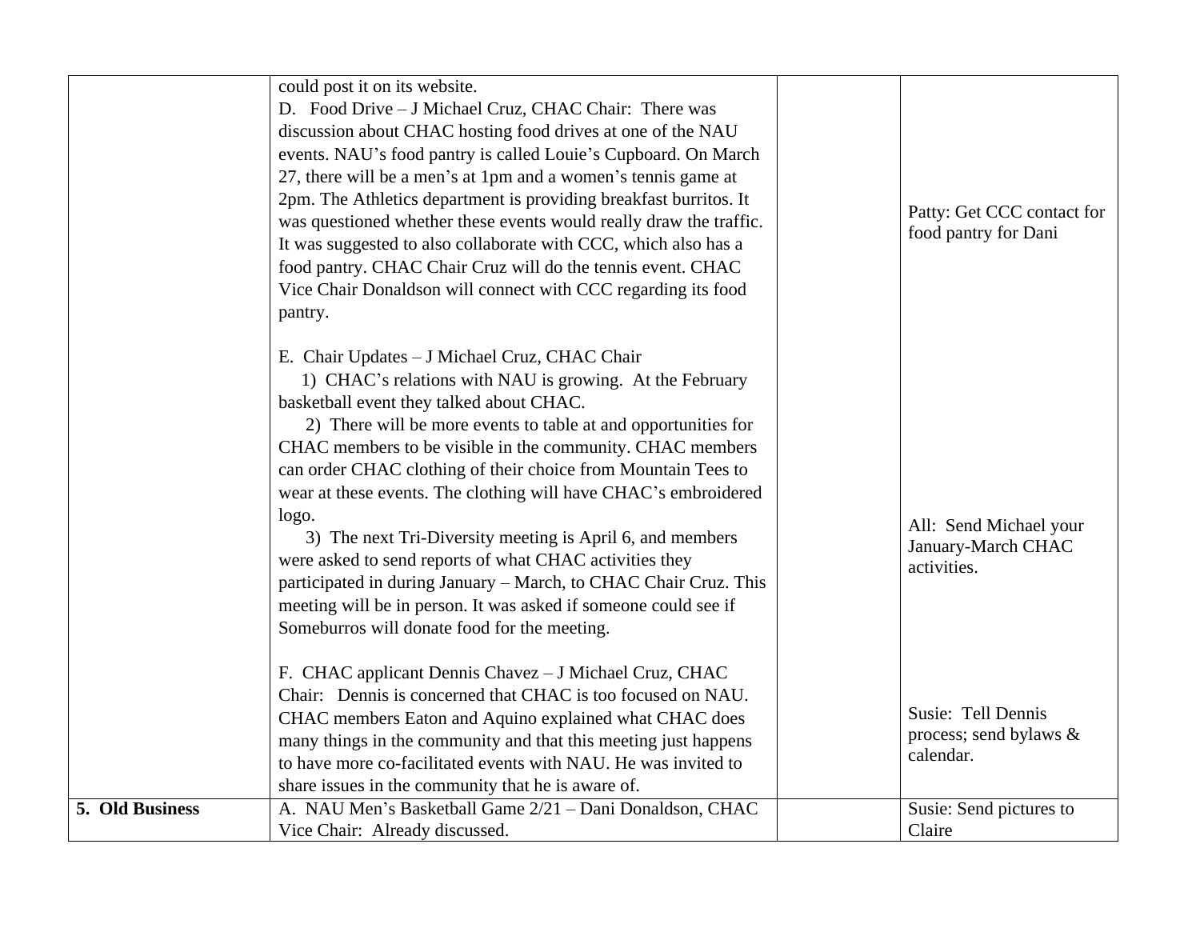| | | | |
|---|---|---|---|
| | could post it on its website.<br>D. Food Drive – J Michael Cruz, CHAC Chair: There was discussion about CHAC hosting food drives at one of the NAU events. NAU's food pantry is called Louie's Cupboard. On March 27, there will be a men's at 1pm and a women's tennis game at 2pm. The Athletics department is providing breakfast burritos. It was questioned whether these events would really draw the traffic. It was suggested to also collaborate with CCC, which also has a food pantry. CHAC Chair Cruz will do the tennis event. CHAC Vice Chair Donaldson will connect with CCC regarding its food pantry.<br><br>E. Chair Updates – J Michael Cruz, CHAC Chair<br>1) CHAC's relations with NAU is growing. At the February basketball event they talked about CHAC.<br>2) There will be more events to table at and opportunities for CHAC members to be visible in the community. CHAC members can order CHAC clothing of their choice from Mountain Tees to wear at these events. The clothing will have CHAC's embroidered logo.<br>3) The next Tri-Diversity meeting is April 6, and members were asked to send reports of what CHAC activities they participated in during January – March, to CHAC Chair Cruz. This meeting will be in person. It was asked if someone could see if Someburros will donate food for the meeting.<br><br>F. CHAC applicant Dennis Chavez – J Michael Cruz, CHAC Chair: Dennis is concerned that CHAC is too focused on NAU. CHAC members Eaton and Aquino explained what CHAC does many things in the community and that this meeting just happens to have more co-facilitated events with NAU. He was invited to share issues in the community that he is aware of. | | Patty: Get CCC contact for food pantry for Dani<br><br>All: Send Michael your January-March CHAC activities.<br><br>Susie: Tell Dennis process; send bylaws & calendar. |
| **5. Old Business** | A. NAU Men's Basketball Game 2/21 – Dani Donaldson, CHAC Vice Chair: Already discussed. | | Susie: Send pictures to Claire |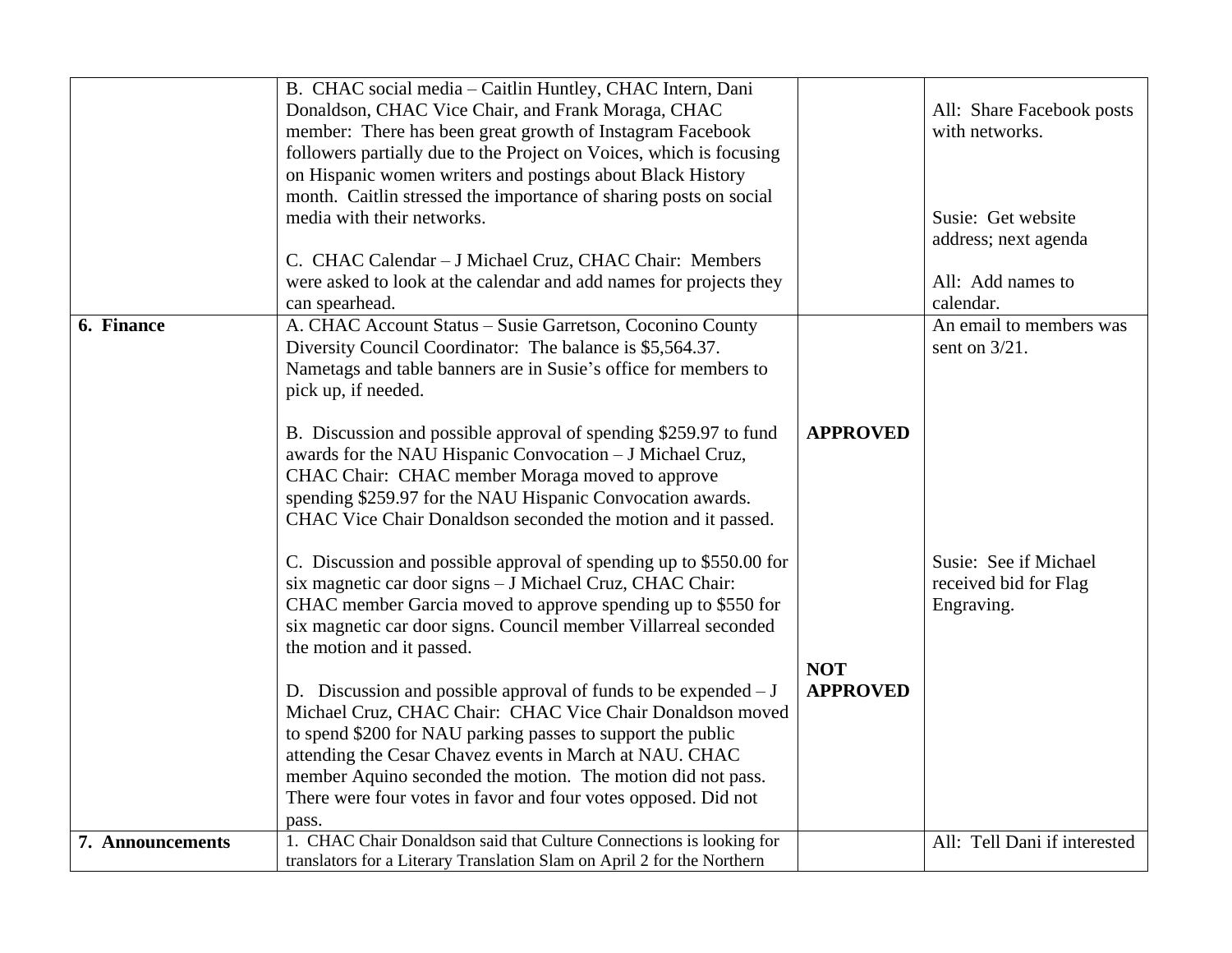| | | | |
|---|---|---|---|
| | B. CHAC social media – Caitlin Huntley, CHAC Intern, Dani Donaldson, CHAC Vice Chair, and Frank Moraga, CHAC member: There has been great growth of Instagram Facebook followers partially due to the Project on Voices, which is focusing on Hispanic women writers and postings about Black History month. Caitlin stressed the importance of sharing posts on social media with their networks.<br><br>C. CHAC Calendar – J Michael Cruz, CHAC Chair: Members were asked to look at the calendar and add names for projects they can spearhead. | | All: Share Facebook posts with networks.<br><br>Susie: Get website address; next agenda<br><br>All: Add names to calendar. |
| **6. Finance** | A. CHAC Account Status – Susie Garretson, Coconino County Diversity Council Coordinator: The balance is $5,564.37. Nametags and table banners are in Susie's office for members to pick up, if needed.<br><br>B. Discussion and possible approval of spending $259.97 to fund awards for the NAU Hispanic Convocation – J Michael Cruz, CHAC Chair: CHAC member Moraga moved to approve spending $259.97 for the NAU Hispanic Convocation awards. CHAC Vice Chair Donaldson seconded the motion and it passed.<br><br>C. Discussion and possible approval of spending up to $550.00 for six magnetic car door signs – J Michael Cruz, CHAC Chair: CHAC member Garcia moved to approve spending up to $550 for six magnetic car door signs. Council member Villarreal seconded the motion and it passed.<br><br>D. Discussion and possible approval of funds to be expended – J Michael Cruz, CHAC Chair: CHAC Vice Chair Donaldson moved to spend $200 for NAU parking passes to support the public attending the Cesar Chavez events in March at NAU. CHAC member Aquino seconded the motion. The motion did not pass. There were four votes in favor and four votes opposed. Did not pass. | **APPROVED**<br><br>**NOT APPROVED** | An email to members was sent on 3/21.<br><br>Susie: See if Michael received bid for Flag Engraving. |
| **7. Announcements** | 1. CHAC Chair Donaldson said that Culture Connections is looking for translators for a Literary Translation Slam on April 2 for the Northern | | All: Tell Dani if interested |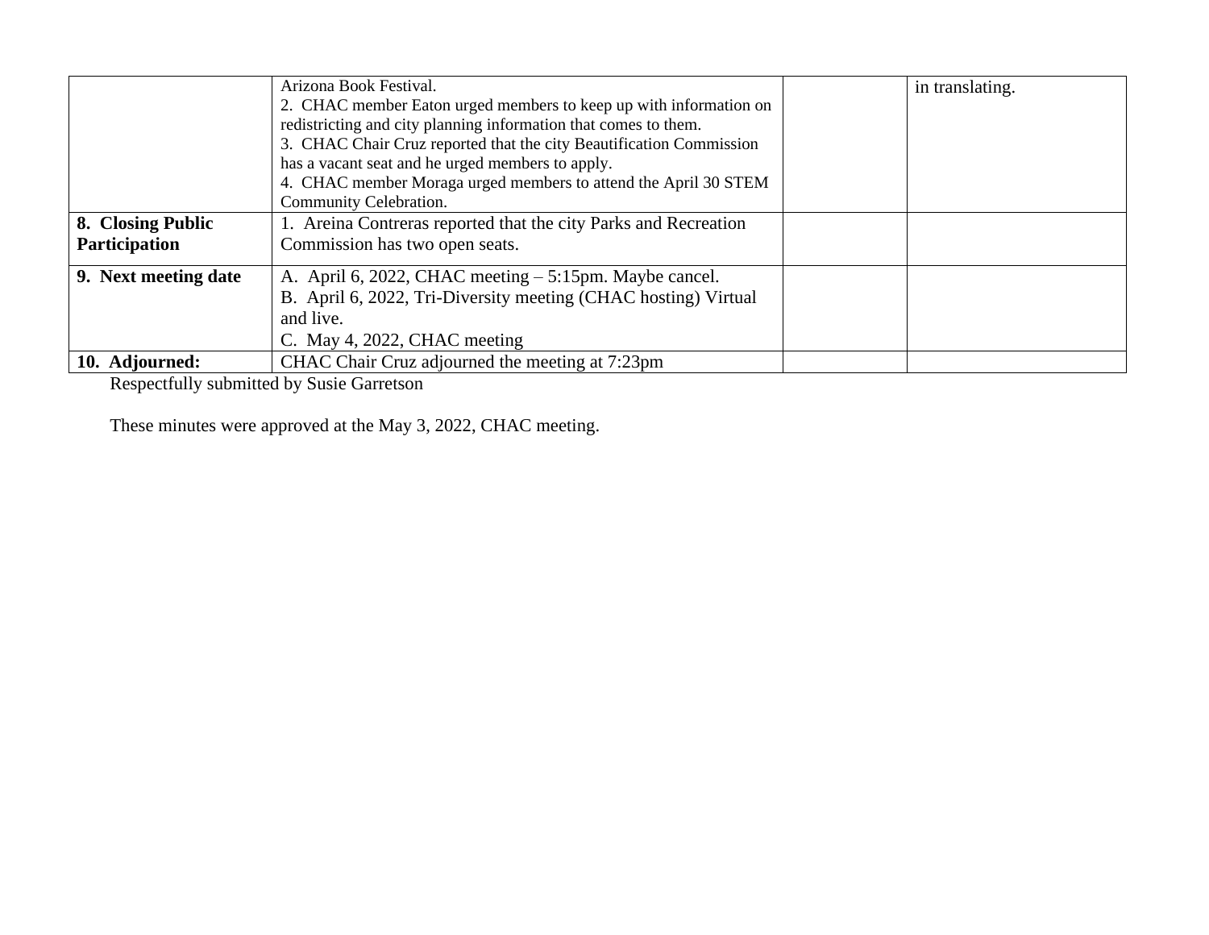| | | | |
|---|---|---|---|
| | Arizona Book Festival.<br>2. CHAC member Eaton urged members to keep up with information on redistricting and city planning information that comes to them.<br>3. CHAC Chair Cruz reported that the city Beautification Commission has a vacant seat and he urged members to apply.<br>4. CHAC member Moraga urged members to attend the April 30 STEM Community Celebration. | | in translating. |
| **8. Closing Public Participation** | 1. Areina Contreras reported that the city Parks and Recreation Commission has two open seats. | | |
| **9. Next meeting date** | A. April 6, 2022, CHAC meeting – 5:15pm. Maybe cancel.<br>B. April 6, 2022, Tri-Diversity meeting (CHAC hosting) Virtual and live.<br>C. May 4, 2022, CHAC meeting | | |
| **10. Adjourned:** | CHAC Chair Cruz adjourned the meeting at 7:23pm | | |

Respectfully submitted by Susie Garretson

These minutes were approved at the May 3, 2022, CHAC meeting.